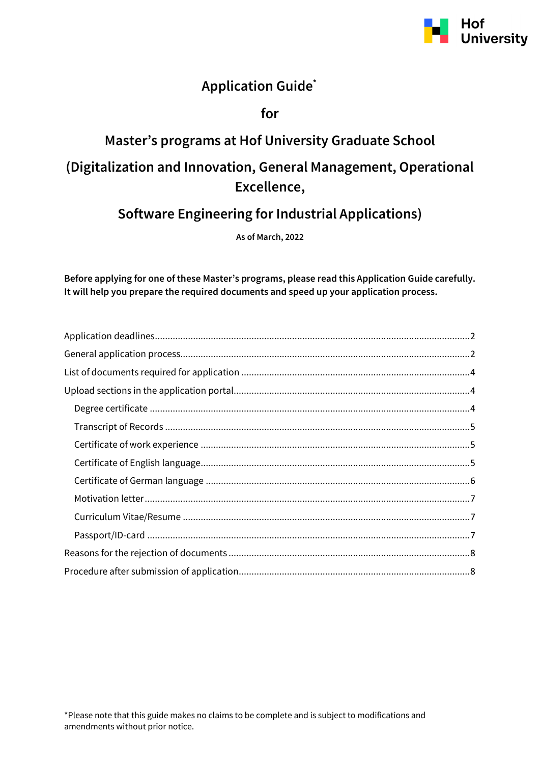Hof University

# Application Guide*

# for

# Master's programs at Hof University Graduate School

# (Digitalization and Innovation, General Management, Operational Excellence,

# Software Engineering for Industrial Applications)

**As of March, 2022**

**Before applying for one of these Master's programs, please read this Application Guide carefully. It will help you prepare the required documents and speed up your application process.**

Application deadlines........................................................................................................2
General application process..............................................................................................2
List of documents required for application ......................................................................4
Upload sections in the application portal.........................................................................4
- Degree certificate ..........................................................................................................4
- Transcript of Records ....................................................................................................5
- Certificate of work experience ......................................................................................5
- Certificate of English language......................................................................................5
- Certificate of German language .....................................................................................6
- Motivation letter.............................................................................................................7
- Curriculum Vitae/Resume ..............................................................................................7
- Passport/ID-card ............................................................................................................7

Reasons for the rejection of documents ............................................................................8
Procedure after submission of application.........................................................................8

*Please note that this guide makes no claims to be complete and is subject to modifications and amendments without prior notice.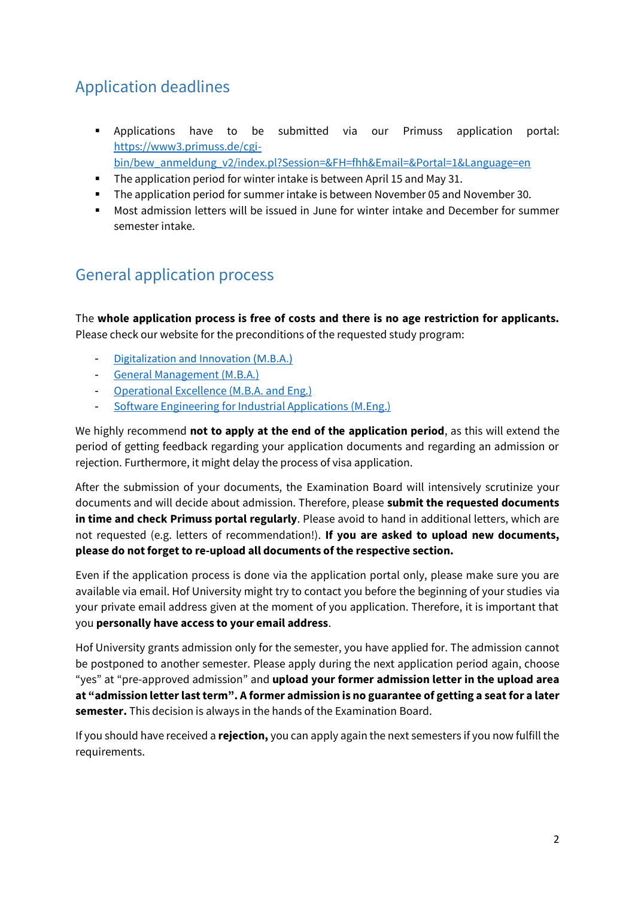## Application deadlines

- Applications have to be submitted via our Primuss application portal: https://www3.primuss.de/cgi-bin/bew_anmeldung_v2/index.pl?Session=&FH=fhh&Email=&Portal=1&Language=en
- The application period for winter intake is between April 15 and May 31.
- The application period for summer intake is between November 05 and November 30.
- Most admission letters will be issued in June for winter intake and December for summer semester intake.

## General application process

The **whole application process is free of costs and there is no age restriction for applicants.** Please check our website for the preconditions of the requested study program:

- Digitalization and Innovation (M.B.A.)
- General Management (M.B.A.)
- Operational Excellence (M.B.A. and Eng.)
- Software Engineering for Industrial Applications (M.Eng.)

We highly recommend **not to apply at the end of the application period**, as this will extend the period of getting feedback regarding your application documents and regarding an admission or rejection. Furthermore, it might delay the process of visa application.

After the submission of your documents, the Examination Board will intensively scrutinize your documents and will decide about admission. Therefore, please **submit the requested documents in time and check Primuss portal regularly**. Please avoid to hand in additional letters, which are not requested (e.g. letters of recommendation!). **If you are asked to upload new documents, please do not forget to re-upload all documents of the respective section.**

Even if the application process is done via the application portal only, please make sure you are available via email. Hof University might try to contact you before the beginning of your studies via your private email address given at the moment of you application. Therefore, it is important that you **personally have access to your email address**.

Hof University grants admission only for the semester, you have applied for. The admission cannot be postponed to another semester. Please apply during the next application period again, choose "yes" at "pre-approved admission" and **upload your former admission letter in the upload area at "admission letter last term". A former admission is no guarantee of getting a seat for a later semester.** This decision is always in the hands of the Examination Board.

If you should have received a **rejection,** you can apply again the next semesters if you now fulfill the requirements.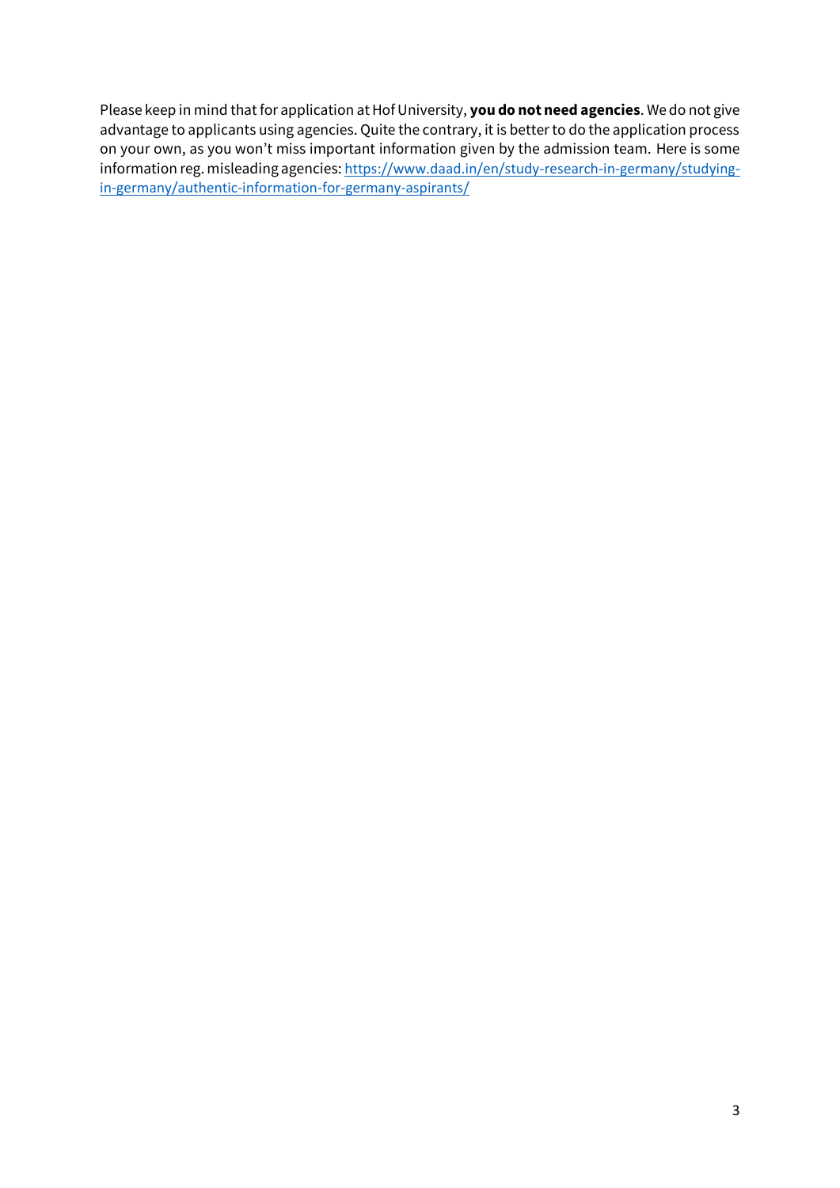Please keep in mind that for application at Hof University, **you do not need agencies**. We do not give advantage to applicants using agencies. Quite the contrary, it is better to do the application process on your own, as you won't miss important information given by the admission team. Here is some information reg. misleading agencies: [https://www.daad.in/en/study-research-in-germany/studying-in-germany/authentic-information-for-germany-aspirants/](https://www.daad.in/en/study-research-in-germany/studying-in-germany/authentic-information-for-germany-aspirants/)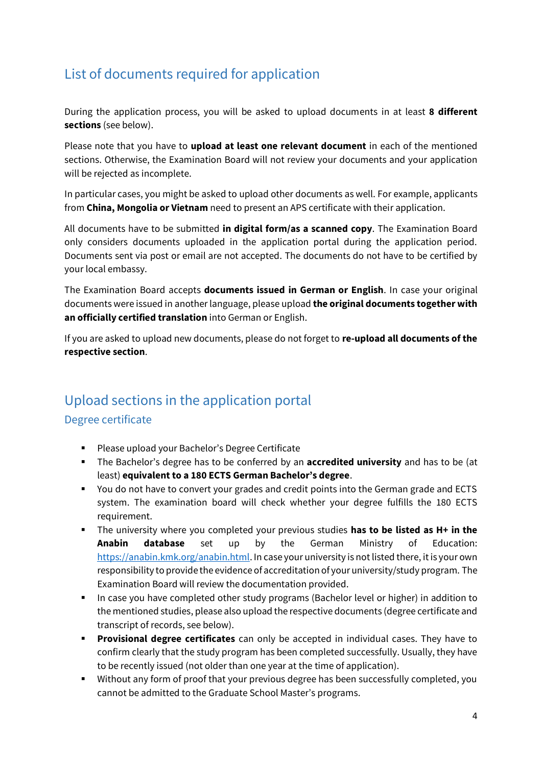## List of documents required for application

During the application process, you will be asked to upload documents in at least **8 different sections** (see below).

Please note that you have to **upload at least one relevant document** in each of the mentioned sections. Otherwise, the Examination Board will not review your documents and your application will be rejected as incomplete.

In particular cases, you might be asked to upload other documents as well. For example, applicants from **China, Mongolia or Vietnam** need to present an APS certificate with their application.

All documents have to be submitted **in digital form/as a scanned copy**. The Examination Board only considers documents uploaded in the application portal during the application period. Documents sent via post or email are not accepted. The documents do not have to be certified by your local embassy.

The Examination Board accepts **documents issued in German or English**. In case your original documents were issued in another language, please upload **the original documents together with an officially certified translation** into German or English.

If you are asked to upload new documents, please do not forget to **re-upload all documents of the respective section**.

## Upload sections in the application portal

### Degree certificate

- Please upload your Bachelor's Degree Certificate
- The Bachelor's degree has to be conferred by an **accredited university** and has to be (at least) **equivalent to a 180 ECTS German Bachelor's degree**.
- You do not have to convert your grades and credit points into the German grade and ECTS system. The examination board will check whether your degree fulfills the 180 ECTS requirement.
- The university where you completed your previous studies **has to be listed as H+ in the Anabin database** set up by the German Ministry of Education: https://anabin.kmk.org/anabin.html. In case your university is not listed there, it is your own responsibility to provide the evidence of accreditation of your university/study program. The Examination Board will review the documentation provided.
- In case you have completed other study programs (Bachelor level or higher) in addition to the mentioned studies, please also upload the respective documents (degree certificate and transcript of records, see below).
- **Provisional degree certificates** can only be accepted in individual cases. They have to confirm clearly that the study program has been completed successfully. Usually, they have to be recently issued (not older than one year at the time of application).
- Without any form of proof that your previous degree has been successfully completed, you cannot be admitted to the Graduate School Master's programs.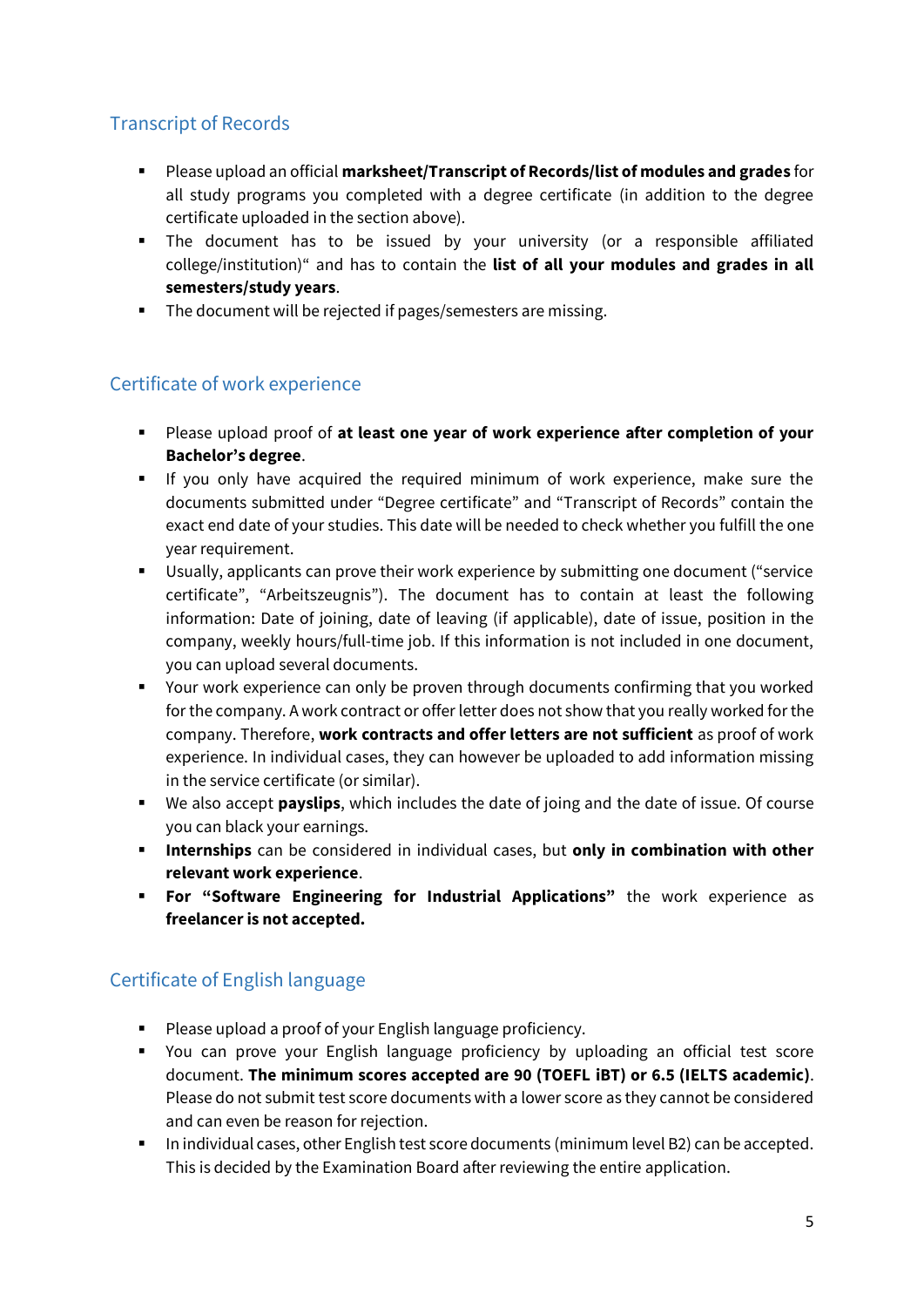## Transcript of Records

- Please upload an official **marksheet/Transcript of Records/list of modules and grades** for all study programs you completed with a degree certificate (in addition to the degree certificate uploaded in the section above).
- The document has to be issued by your university (or a responsible affiliated college/institution)" and has to contain the **list of all your modules and grades in all semesters/study years**.
- The document will be rejected if pages/semesters are missing.

## Certificate of work experience

- Please upload proof of **at least one year of work experience after completion of your Bachelor's degree**.
- If you only have acquired the required minimum of work experience, make sure the documents submitted under "Degree certificate" and "Transcript of Records" contain the exact end date of your studies. This date will be needed to check whether you fulfill the one year requirement.
- Usually, applicants can prove their work experience by submitting one document ("service certificate", "Arbeitszeugnis"). The document has to contain at least the following information: Date of joining, date of leaving (if applicable), date of issue, position in the company, weekly hours/full-time job. If this information is not included in one document, you can upload several documents.
- Your work experience can only be proven through documents confirming that you worked for the company. A work contract or offer letter does not show that you really worked for the company. Therefore, **work contracts and offer letters are not sufficient** as proof of work experience. In individual cases, they can however be uploaded to add information missing in the service certificate (or similar).
- We also accept **payslips**, which includes the date of joing and the date of issue. Of course you can black your earnings.
- **Internships** can be considered in individual cases, but **only in combination with other relevant work experience**.
- **For "Software Engineering for Industrial Applications"** the work experience as **freelancer is not accepted.**

## Certificate of English language

- Please upload a proof of your English language proficiency.
- You can prove your English language proficiency by uploading an official test score document. **The minimum scores accepted are 90 (TOEFL iBT) or 6.5 (IELTS academic)**. Please do not submit test score documents with a lower score as they cannot be considered and can even be reason for rejection.
- In individual cases, other English test score documents (minimum level B2) can be accepted. This is decided by the Examination Board after reviewing the entire application.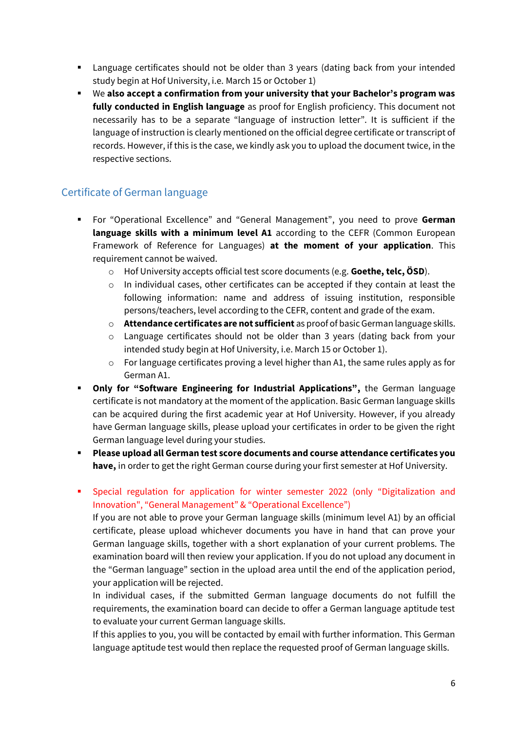- Language certificates should not be older than 3 years (dating back from your intended study begin at Hof University, i.e. March 15 or October 1)
- We **also accept a confirmation from your university that your Bachelor's program was fully conducted in English language** as proof for English proficiency. This document not necessarily has to be a separate "language of instruction letter". It is sufficient if the language of instruction is clearly mentioned on the official degree certificate or transcript of records. However, if this is the case, we kindly ask you to upload the document twice, in the respective sections.

## Certificate of German language

- For "Operational Excellence" and "General Management", you need to prove **German language skills with a minimum level A1** according to the CEFR (Common European Framework of Reference for Languages) **at the moment of your application**. This requirement cannot be waived.
  - Hof University accepts official test score documents (e.g. **Goethe, telc, ÖSD**).
  - In individual cases, other certificates can be accepted if they contain at least the following information: name and address of issuing institution, responsible persons/teachers, level according to the CEFR, content and grade of the exam.
  - **Attendance certificates are not sufficient** as proof of basic German language skills.
  - Language certificates should not be older than 3 years (dating back from your intended study begin at Hof University, i.e. March 15 or October 1).
  - For language certificates proving a level higher than A1, the same rules apply as for German A1.
- **Only for "Software Engineering for Industrial Applications",** the German language certificate is not mandatory at the moment of the application. Basic German language skills can be acquired during the first academic year at Hof University. However, if you already have German language skills, please upload your certificates in order to be given the right German language level during your studies.
- **Please upload all German test score documents and course attendance certificates you have,** in order to get the right German course during your first semester at Hof University.

- Special regulation for application for winter semester 2022 (only "Digitalization and Innovation", "General Management" & "Operational Excellence")

  If you are not able to prove your German language skills (minimum level A1) by an official certificate, please upload whichever documents you have in hand that can prove your German language skills, together with a short explanation of your current problems. The examination board will then review your application. If you do not upload any document in the "German language" section in the upload area until the end of the application period, your application will be rejected.

  In individual cases, if the submitted German language documents do not fulfill the requirements, the examination board can decide to offer a German language aptitude test to evaluate your current German language skills.

  If this applies to you, you will be contacted by email with further information. This German language aptitude test would then replace the requested proof of German language skills.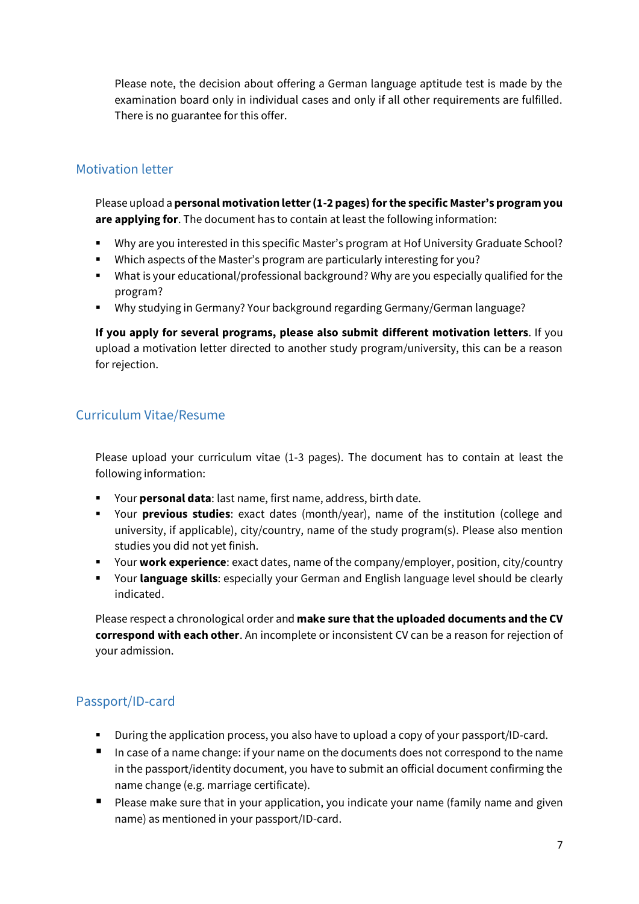Please note, the decision about offering a German language aptitude test is made by the examination board only in individual cases and only if all other requirements are fulfilled. There is no guarantee for this offer.

## Motivation letter

Please upload a **personal motivation letter (1-2 pages) for the specific Master's program you are applying for**. The document has to contain at least the following information:

- Why are you interested in this specific Master's program at Hof University Graduate School?
- Which aspects of the Master's program are particularly interesting for you?
- What is your educational/professional background? Why are you especially qualified for the program?
- Why studying in Germany? Your background regarding Germany/German language?

**If you apply for several programs, please also submit different motivation letters**. If you upload a motivation letter directed to another study program/university, this can be a reason for rejection.

## Curriculum Vitae/Resume

Please upload your curriculum vitae (1-3 pages). The document has to contain at least the following information:

- Your **personal data**: last name, first name, address, birth date.
- Your **previous studies**: exact dates (month/year), name of the institution (college and university, if applicable), city/country, name of the study program(s). Please also mention studies you did not yet finish.
- Your **work experience**: exact dates, name of the company/employer, position, city/country
- Your **language skills**: especially your German and English language level should be clearly indicated.

Please respect a chronological order and **make sure that the uploaded documents and the CV correspond with each other**. An incomplete or inconsistent CV can be a reason for rejection of your admission.

## Passport/ID-card

- During the application process, you also have to upload a copy of your passport/ID-card.
- In case of a name change: if your name on the documents does not correspond to the name in the passport/identity document, you have to submit an official document confirming the name change (e.g. marriage certificate).
- Please make sure that in your application, you indicate your name (family name and given name) as mentioned in your passport/ID-card.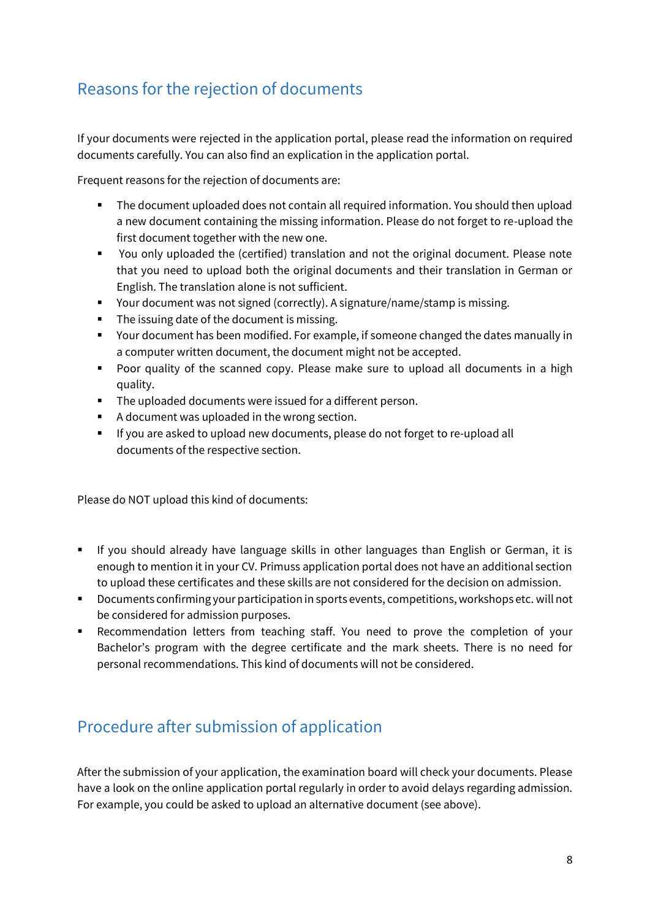## Reasons for the rejection of documents

If your documents were rejected in the application portal, please read the information on required documents carefully. You can also find an explication in the application portal.

Frequent reasons for the rejection of documents are:

- The document uploaded does not contain all required information. You should then upload a new document containing the missing information. Please do not forget to re-upload the first document together with the new one.
- You only uploaded the (certified) translation and not the original document. Please note that you need to upload both the original documents and their translation in German or English. The translation alone is not sufficient.
- Your document was not signed (correctly). A signature/name/stamp is missing.
- The issuing date of the document is missing.
- Your document has been modified. For example, if someone changed the dates manually in a computer written document, the document might not be accepted.
- Poor quality of the scanned copy. Please make sure to upload all documents in a high quality.
- The uploaded documents were issued for a different person.
- A document was uploaded in the wrong section.
- If you are asked to upload new documents, please do not forget to re-upload all documents of the respective section.

Please do NOT upload this kind of documents:

- If you should already have language skills in other languages than English or German, it is enough to mention it in your CV. Primuss application portal does not have an additional section to upload these certificates and these skills are not considered for the decision on admission.
- Documents confirming your participation in sports events, competitions, workshops etc. will not be considered for admission purposes.
- Recommendation letters from teaching staff. You need to prove the completion of your Bachelor's program with the degree certificate and the mark sheets. There is no need for personal recommendations. This kind of documents will not be considered.

## Procedure after submission of application

After the submission of your application, the examination board will check your documents. Please have a look on the online application portal regularly in order to avoid delays regarding admission. For example, you could be asked to upload an alternative document (see above).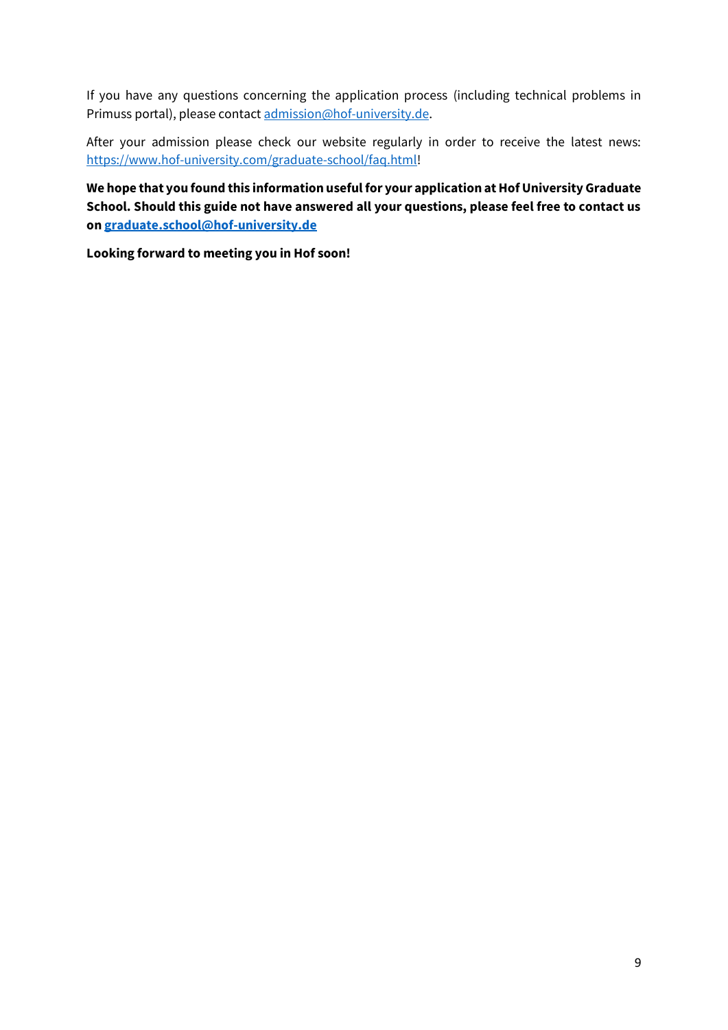If you have any questions concerning the application process (including technical problems in Primuss portal), please contact admission@hof-university.de.

After your admission please check our website regularly in order to receive the latest news: https://www.hof-university.com/graduate-school/faq.html!

**We hope that you found this information useful for your application at Hof University Graduate School. Should this guide not have answered all your questions, please feel free to contact us on graduate.school@hof-university.de**

**Looking forward to meeting you in Hof soon!**